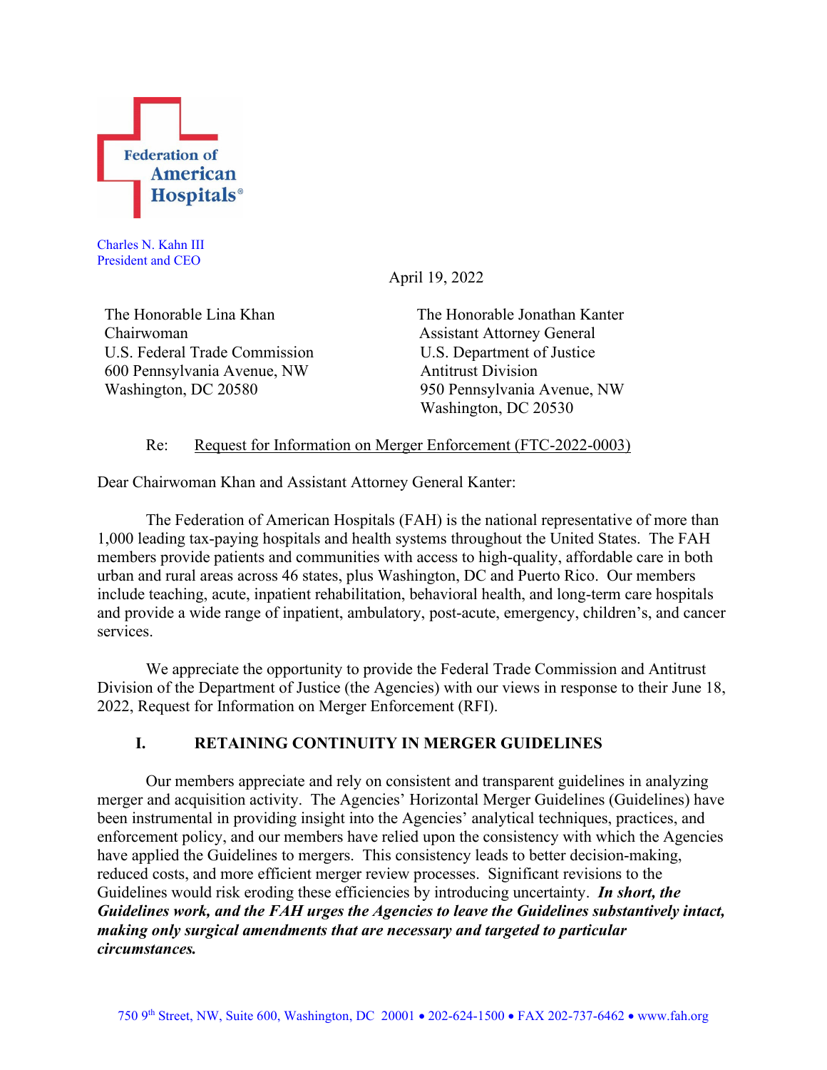Federation of American Hospitals®

Charles N. Kahn III
President and CEO

April 19, 2022

The Honorable Lina Khan
Chairwoman
U.S. Federal Trade Commission
600 Pennsylvania Avenue, NW
Washington, DC 20580

The Honorable Jonathan Kanter
Assistant Attorney General
U.S. Department of Justice
Antitrust Division
950 Pennsylvania Avenue, NW
Washington, DC 20530

Re: Request for Information on Merger Enforcement (FTC-2022-0003)

Dear Chairwoman Khan and Assistant Attorney General Kanter:

The Federation of American Hospitals (FAH) is the national representative of more than 1,000 leading tax-paying hospitals and health systems throughout the United States. The FAH members provide patients and communities with access to high-quality, affordable care in both urban and rural areas across 46 states, plus Washington, DC and Puerto Rico. Our members include teaching, acute, inpatient rehabilitation, behavioral health, and long-term care hospitals and provide a wide range of inpatient, ambulatory, post-acute, emergency, children's, and cancer services.

We appreciate the opportunity to provide the Federal Trade Commission and Antitrust Division of the Department of Justice (the Agencies) with our views in response to their June 18, 2022, Request for Information on Merger Enforcement (RFI).

## I. RETAINING CONTINUITY IN MERGER GUIDELINES

Our members appreciate and rely on consistent and transparent guidelines in analyzing merger and acquisition activity. The Agencies' Horizontal Merger Guidelines (Guidelines) have been instrumental in providing insight into the Agencies' analytical techniques, practices, and enforcement policy, and our members have relied upon the consistency with which the Agencies have applied the Guidelines to mergers. This consistency leads to better decision-making, reduced costs, and more efficient merger review processes. Significant revisions to the Guidelines would risk eroding these efficiencies by introducing uncertainty. ***In short, the Guidelines work, and the FAH urges the Agencies to leave the Guidelines substantively intact, making only surgical amendments that are necessary and targeted to particular circumstances.***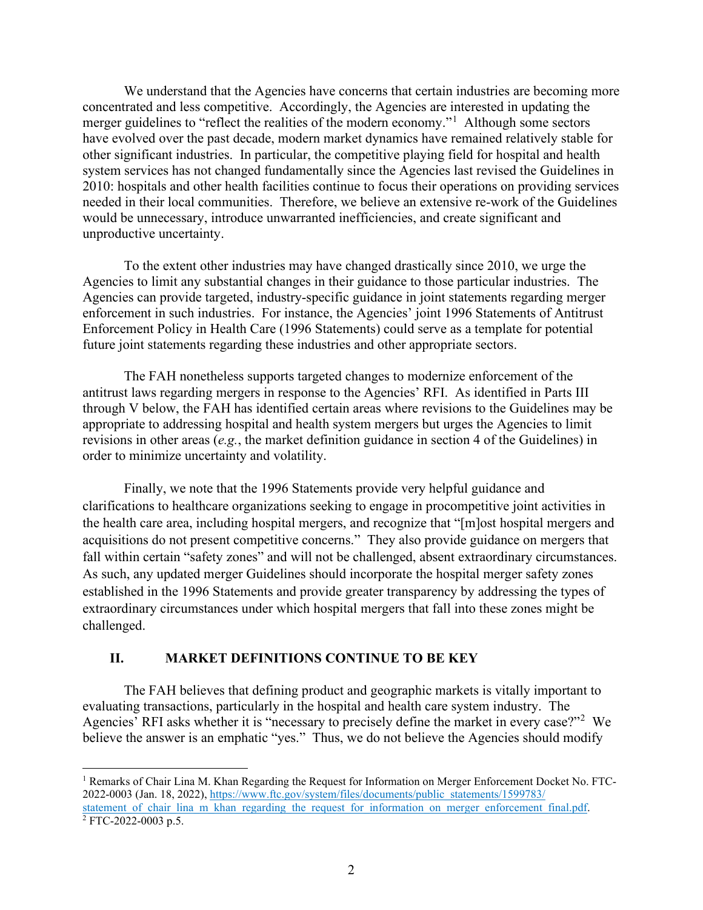We understand that the Agencies have concerns that certain industries are becoming more concentrated and less competitive. Accordingly, the Agencies are interested in updating the merger guidelines to "reflect the realities of the modern economy."[1] Although some sectors have evolved over the past decade, modern market dynamics have remained relatively stable for other significant industries. In particular, the competitive playing field for hospital and health system services has not changed fundamentally since the Agencies last revised the Guidelines in 2010: hospitals and other health facilities continue to focus their operations on providing services needed in their local communities. Therefore, we believe an extensive re-work of the Guidelines would be unnecessary, introduce unwarranted inefficiencies, and create significant and unproductive uncertainty.

To the extent other industries may have changed drastically since 2010, we urge the Agencies to limit any substantial changes in their guidance to those particular industries. The Agencies can provide targeted, industry-specific guidance in joint statements regarding merger enforcement in such industries. For instance, the Agencies' joint 1996 Statements of Antitrust Enforcement Policy in Health Care (1996 Statements) could serve as a template for potential future joint statements regarding these industries and other appropriate sectors.

The FAH nonetheless supports targeted changes to modernize enforcement of the antitrust laws regarding mergers in response to the Agencies' RFI. As identified in Parts III through V below, the FAH has identified certain areas where revisions to the Guidelines may be appropriate to addressing hospital and health system mergers but urges the Agencies to limit revisions in other areas (*e.g.*, the market definition guidance in section 4 of the Guidelines) in order to minimize uncertainty and volatility.

Finally, we note that the 1996 Statements provide very helpful guidance and clarifications to healthcare organizations seeking to engage in procompetitive joint activities in the health care area, including hospital mergers, and recognize that "[m]ost hospital mergers and acquisitions do not present competitive concerns." They also provide guidance on mergers that fall within certain "safety zones" and will not be challenged, absent extraordinary circumstances. As such, any updated merger Guidelines should incorporate the hospital merger safety zones established in the 1996 Statements and provide greater transparency by addressing the types of extraordinary circumstances under which hospital mergers that fall into these zones might be challenged.

## II. MARKET DEFINITIONS CONTINUE TO BE KEY

The FAH believes that defining product and geographic markets is vitally important to evaluating transactions, particularly in the hospital and health care system industry. The Agencies' RFI asks whether it is "necessary to precisely define the market in every case?"[2] We believe the answer is an emphatic "yes." Thus, we do not believe the Agencies should modify

---

[1] Remarks of Chair Lina M. Khan Regarding the Request for Information on Merger Enforcement Docket No. FTC-2022-0003 (Jan. 18, 2022), https://www.ftc.gov/system/files/documents/public_statements/1599783/statement_of_chair_lina_m_khan_regarding_the_request_for_information_on_merger_enforcement_final.pdf.

[2] FTC-2022-0003 p.5.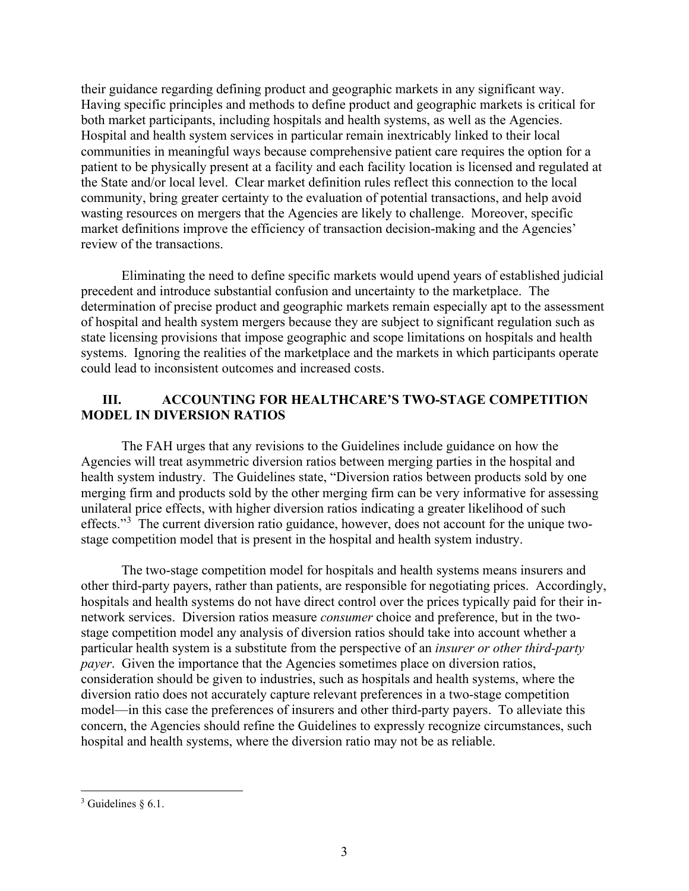their guidance regarding defining product and geographic markets in any significant way. Having specific principles and methods to define product and geographic markets is critical for both market participants, including hospitals and health systems, as well as the Agencies. Hospital and health system services in particular remain inextricably linked to their local communities in meaningful ways because comprehensive patient care requires the option for a patient to be physically present at a facility and each facility location is licensed and regulated at the State and/or local level. Clear market definition rules reflect this connection to the local community, bring greater certainty to the evaluation of potential transactions, and help avoid wasting resources on mergers that the Agencies are likely to challenge. Moreover, specific market definitions improve the efficiency of transaction decision-making and the Agencies' review of the transactions.

Eliminating the need to define specific markets would upend years of established judicial precedent and introduce substantial confusion and uncertainty to the marketplace. The determination of precise product and geographic markets remain especially apt to the assessment of hospital and health system mergers because they are subject to significant regulation such as state licensing provisions that impose geographic and scope limitations on hospitals and health systems. Ignoring the realities of the marketplace and the markets in which participants operate could lead to inconsistent outcomes and increased costs.

## III. ACCOUNTING FOR HEALTHCARE'S TWO-STAGE COMPETITION MODEL IN DIVERSION RATIOS

The FAH urges that any revisions to the Guidelines include guidance on how the Agencies will treat asymmetric diversion ratios between merging parties in the hospital and health system industry. The Guidelines state, "Diversion ratios between products sold by one merging firm and products sold by the other merging firm can be very informative for assessing unilateral price effects, with higher diversion ratios indicating a greater likelihood of such effects."[3] The current diversion ratio guidance, however, does not account for the unique two-stage competition model that is present in the hospital and health system industry.

The two-stage competition model for hospitals and health systems means insurers and other third-party payers, rather than patients, are responsible for negotiating prices. Accordingly, hospitals and health systems do not have direct control over the prices typically paid for their in-network services. Diversion ratios measure *consumer* choice and preference, but in the two-stage competition model any analysis of diversion ratios should take into account whether a particular health system is a substitute from the perspective of an *insurer or other third-party payer*. Given the importance that the Agencies sometimes place on diversion ratios, consideration should be given to industries, such as hospitals and health systems, where the diversion ratio does not accurately capture relevant preferences in a two-stage competition model—in this case the preferences of insurers and other third-party payers. To alleviate this concern, the Agencies should refine the Guidelines to expressly recognize circumstances, such hospital and health systems, where the diversion ratio may not be as reliable.

[3] Guidelines § 6.1.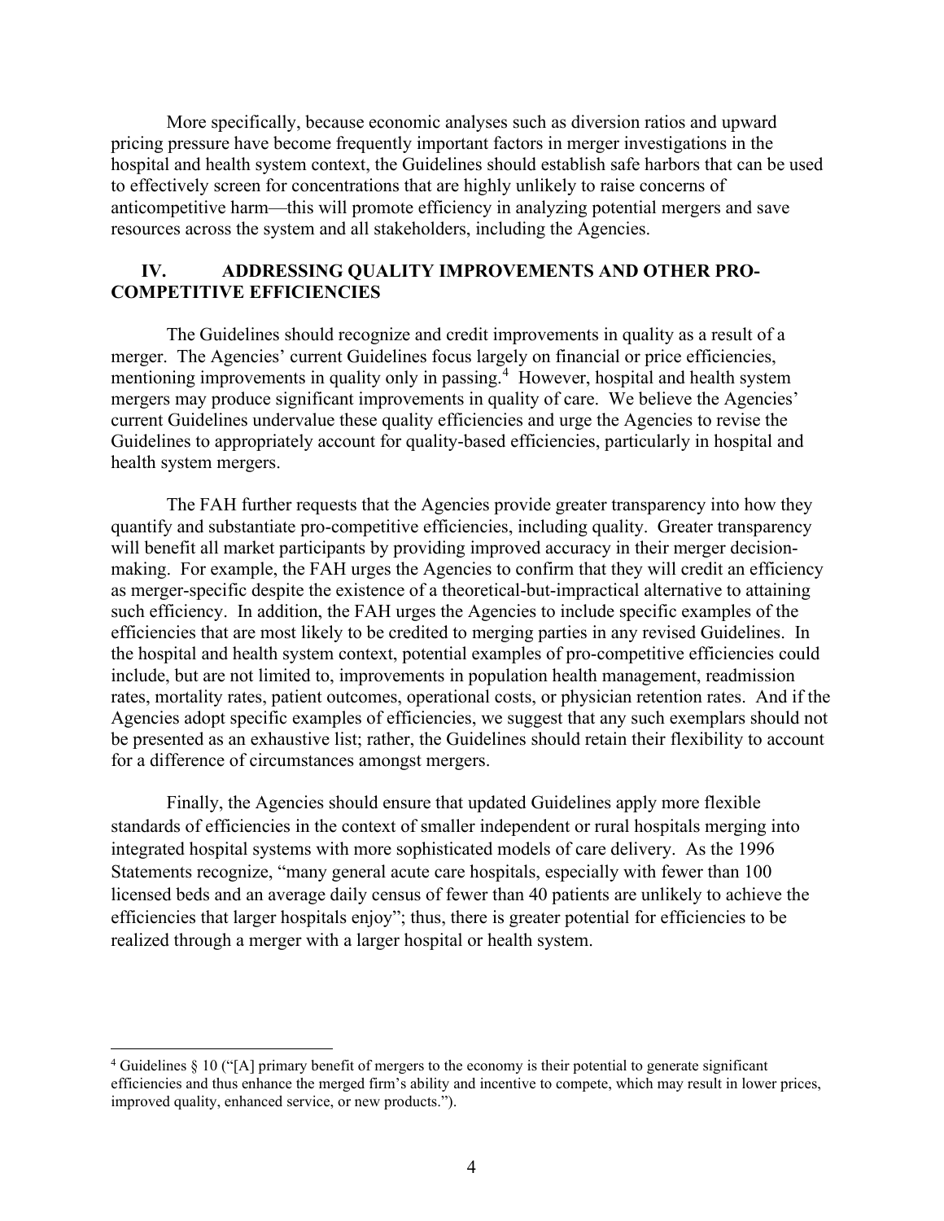More specifically, because economic analyses such as diversion ratios and upward pricing pressure have become frequently important factors in merger investigations in the hospital and health system context, the Guidelines should establish safe harbors that can be used to effectively screen for concentrations that are highly unlikely to raise concerns of anticompetitive harm—this will promote efficiency in analyzing potential mergers and save resources across the system and all stakeholders, including the Agencies.

## IV. ADDRESSING QUALITY IMPROVEMENTS AND OTHER PRO-COMPETITIVE EFFICIENCIES

The Guidelines should recognize and credit improvements in quality as a result of a merger. The Agencies' current Guidelines focus largely on financial or price efficiencies, mentioning improvements in quality only in passing.[4] However, hospital and health system mergers may produce significant improvements in quality of care. We believe the Agencies' current Guidelines undervalue these quality efficiencies and urge the Agencies to revise the Guidelines to appropriately account for quality-based efficiencies, particularly in hospital and health system mergers.

The FAH further requests that the Agencies provide greater transparency into how they quantify and substantiate pro-competitive efficiencies, including quality. Greater transparency will benefit all market participants by providing improved accuracy in their merger decision-making. For example, the FAH urges the Agencies to confirm that they will credit an efficiency as merger-specific despite the existence of a theoretical-but-impractical alternative to attaining such efficiency. In addition, the FAH urges the Agencies to include specific examples of the efficiencies that are most likely to be credited to merging parties in any revised Guidelines. In the hospital and health system context, potential examples of pro-competitive efficiencies could include, but are not limited to, improvements in population health management, readmission rates, mortality rates, patient outcomes, operational costs, or physician retention rates. And if the Agencies adopt specific examples of efficiencies, we suggest that any such exemplars should not be presented as an exhaustive list; rather, the Guidelines should retain their flexibility to account for a difference of circumstances amongst mergers.

Finally, the Agencies should ensure that updated Guidelines apply more flexible standards of efficiencies in the context of smaller independent or rural hospitals merging into integrated hospital systems with more sophisticated models of care delivery. As the 1996 Statements recognize, "many general acute care hospitals, especially with fewer than 100 licensed beds and an average daily census of fewer than 40 patients are unlikely to achieve the efficiencies that larger hospitals enjoy"; thus, there is greater potential for efficiencies to be realized through a merger with a larger hospital or health system.

---

[4] Guidelines § 10 ("[A] primary benefit of mergers to the economy is their potential to generate significant efficiencies and thus enhance the merged firm's ability and incentive to compete, which may result in lower prices, improved quality, enhanced service, or new products.").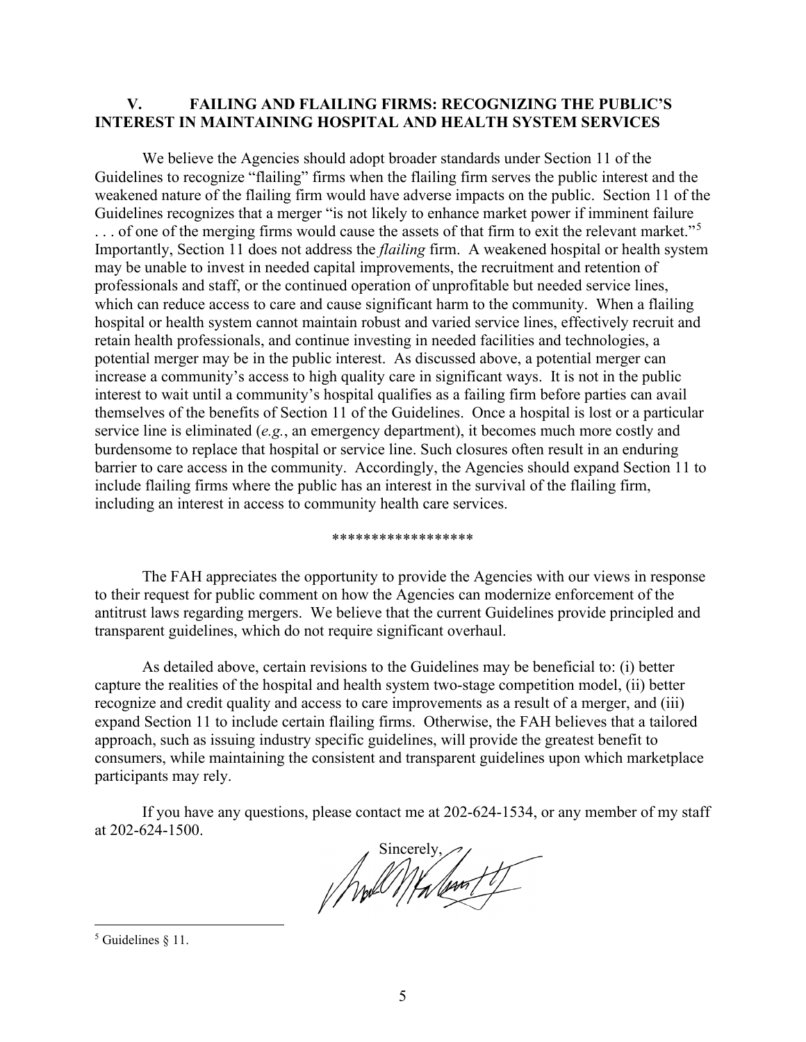## V. FAILING AND FLAILING FIRMS: RECOGNIZING THE PUBLIC'S INTEREST IN MAINTAINING HOSPITAL AND HEALTH SYSTEM SERVICES

We believe the Agencies should adopt broader standards under Section 11 of the Guidelines to recognize "flailing" firms when the flailing firm serves the public interest and the weakened nature of the flailing firm would have adverse impacts on the public. Section 11 of the Guidelines recognizes that a merger "is not likely to enhance market power if imminent failure . . . of one of the merging firms would cause the assets of that firm to exit the relevant market."[5] Importantly, Section 11 does not address the *flailing* firm. A weakened hospital or health system may be unable to invest in needed capital improvements, the recruitment and retention of professionals and staff, or the continued operation of unprofitable but needed service lines, which can reduce access to care and cause significant harm to the community. When a flailing hospital or health system cannot maintain robust and varied service lines, effectively recruit and retain health professionals, and continue investing in needed facilities and technologies, a potential merger may be in the public interest. As discussed above, a potential merger can increase a community's access to high quality care in significant ways. It is not in the public interest to wait until a community's hospital qualifies as a failing firm before parties can avail themselves of the benefits of Section 11 of the Guidelines. Once a hospital is lost or a particular service line is eliminated (*e.g.*, an emergency department), it becomes much more costly and burdensome to replace that hospital or service line. Such closures often result in an enduring barrier to care access in the community. Accordingly, the Agencies should expand Section 11 to include flailing firms where the public has an interest in the survival of the flailing firm, including an interest in access to community health care services.

******************

The FAH appreciates the opportunity to provide the Agencies with our views in response to their request for public comment on how the Agencies can modernize enforcement of the antitrust laws regarding mergers. We believe that the current Guidelines provide principled and transparent guidelines, which do not require significant overhaul.

As detailed above, certain revisions to the Guidelines may be beneficial to: (i) better capture the realities of the hospital and health system two-stage competition model, (ii) better recognize and credit quality and access to care improvements as a result of a merger, and (iii) expand Section 11 to include certain flailing firms. Otherwise, the FAH believes that a tailored approach, such as issuing industry specific guidelines, will provide the greatest benefit to consumers, while maintaining the consistent and transparent guidelines upon which marketplace participants may rely.

If you have any questions, please contact me at 202-624-1534, or any member of my staff at 202-624-1500.

Sincerely,

---

[5] Guidelines § 11.